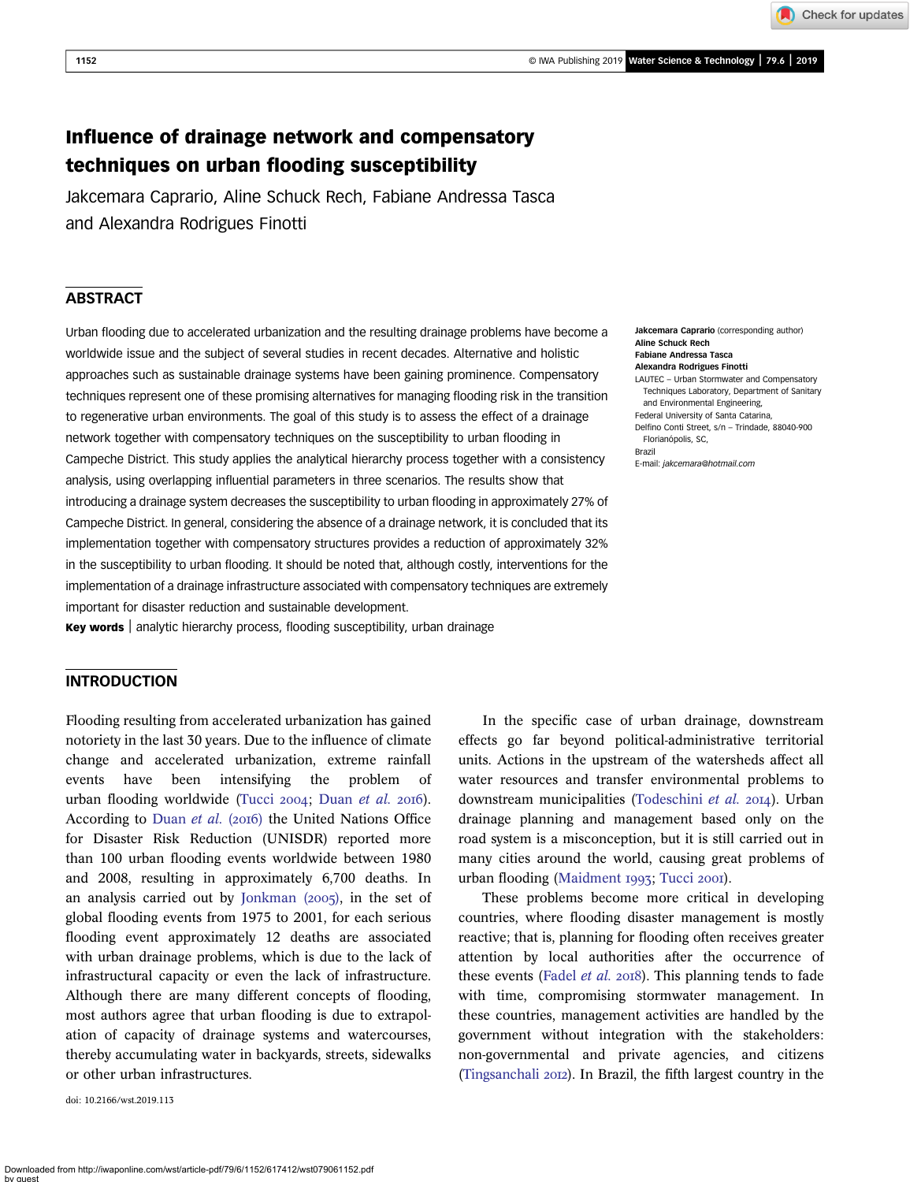# Influence of drainage network and compensatory techniques on urban flooding susceptibility

Jakcemara Caprario, Aline Schuck Rech, Fabiane Andressa Tasca and Alexandra Rodrigues Finotti

## ABSTRACT

Urban flooding due to accelerated urbanization and the resulting drainage problems have become a worldwide issue and the subject of several studies in recent decades. Alternative and holistic approaches such as sustainable drainage systems have been gaining prominence. Compensatory techniques represent one of these promising alternatives for managing flooding risk in the transition to regenerative urban environments. The goal of this study is to assess the effect of a drainage network together with compensatory techniques on the susceptibility to urban flooding in Campeche District. This study applies the analytical hierarchy process together with a consistency analysis, using overlapping influential parameters in three scenarios. The results show that introducing a drainage system decreases the susceptibility to urban flooding in approximately 27% of Campeche District. In general, considering the absence of a drainage network, it is concluded that its implementation together with compensatory structures provides a reduction of approximately 32% in the susceptibility to urban flooding. It should be noted that, although costly, interventions for the implementation of a drainage infrastructure associated with compensatory techniques are extremely important for disaster reduction and sustainable development.

**Key words** | analytic hierarchy process, flooding susceptibility, urban drainage

**Jakcemara Caprario** (corresponding author)
**Aline Schuck Rech**
**Fabiane Andressa Tasca**
**Alexandra Rodrigues Finotti**
LAUTEC – Urban Stormwater and Compensatory Techniques Laboratory, Department of Sanitary and Environmental Engineering,
Federal University of Santa Catarina,
Delfino Conti Street, s/n – Trindade, 88040-900 Florianópolis, SC,
Brazil
E-mail: *jakcemara@hotmail.com*

## INTRODUCTION

Flooding resulting from accelerated urbanization has gained notoriety in the last 30 years. Due to the influence of climate change and accelerated urbanization, extreme rainfall events have been intensifying the problem of urban flooding worldwide (Tucci 2004; Duan *et al.* 2016). According to Duan *et al.* (2016) the United Nations Office for Disaster Risk Reduction (UNISDR) reported more than 100 urban flooding events worldwide between 1980 and 2008, resulting in approximately 6,700 deaths. In an analysis carried out by Jonkman (2005), in the set of global flooding events from 1975 to 2001, for each serious flooding event approximately 12 deaths are associated with urban drainage problems, which is due to the lack of infrastructural capacity or even the lack of infrastructure. Although there are many different concepts of flooding, most authors agree that urban flooding is due to extrapolation of capacity of drainage systems and watercourses, thereby accumulating water in backyards, streets, sidewalks or other urban infrastructures.

In the specific case of urban drainage, downstream effects go far beyond political-administrative territorial units. Actions in the upstream of the watersheds affect all water resources and transfer environmental problems to downstream municipalities (Todeschini *et al.* 2014). Urban drainage planning and management based only on the road system is a misconception, but it is still carried out in many cities around the world, causing great problems of urban flooding (Maidment 1993; Tucci 2001).

These problems become more critical in developing countries, where flooding disaster management is mostly reactive; that is, planning for flooding often receives greater attention by local authorities after the occurrence of these events (Fadel *et al.* 2018). This planning tends to fade with time, compromising stormwater management. In these countries, management activities are handled by the government without integration with the stakeholders: non-governmental and private agencies, and citizens (Tingsanchali 2012). In Brazil, the fifth largest country in the

doi: 10.2166/wst.2019.113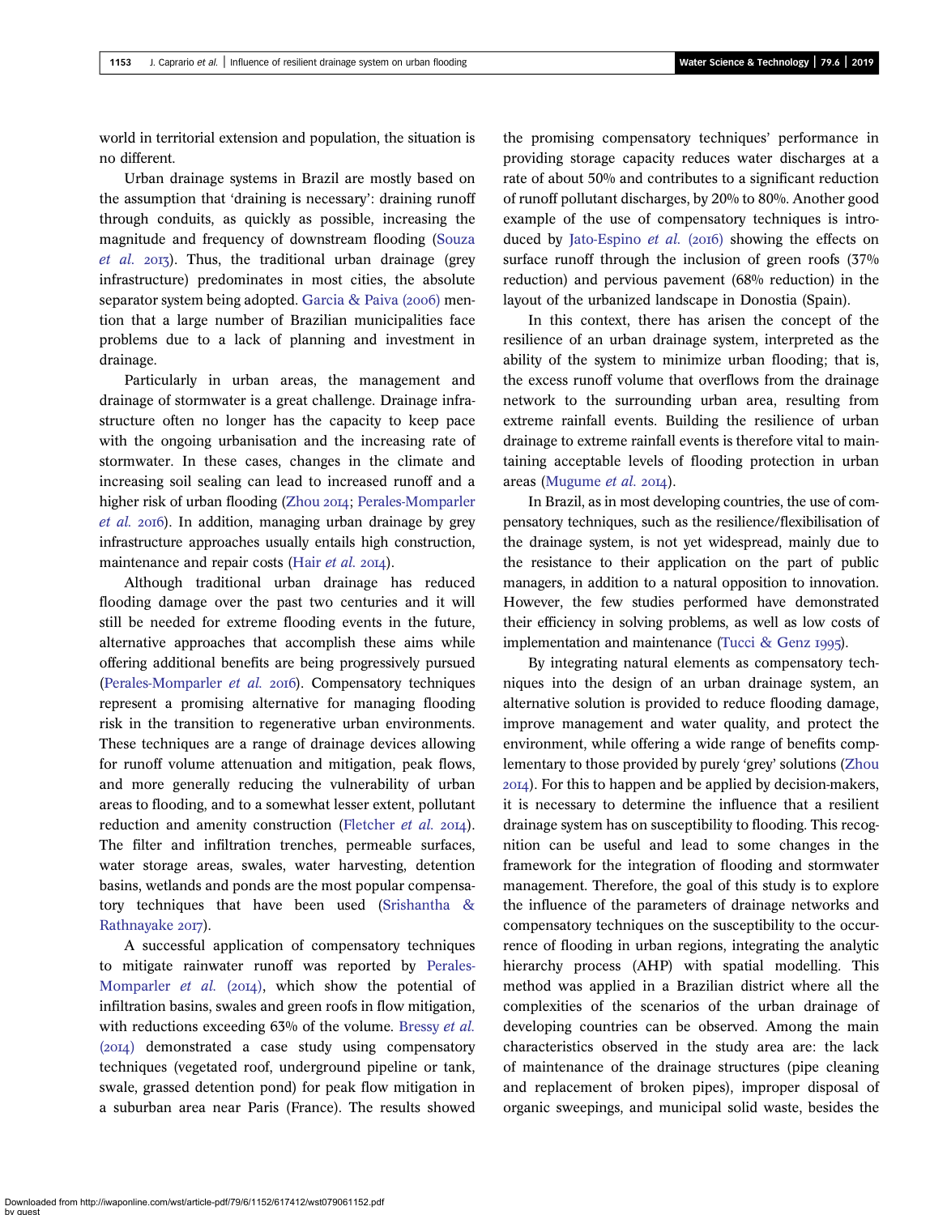world in territorial extension and population, the situation is no different.

Urban drainage systems in Brazil are mostly based on the assumption that 'draining is necessary': draining runoff through conduits, as quickly as possible, increasing the magnitude and frequency of downstream flooding (Souza *et al.* 2013). Thus, the traditional urban drainage (grey infrastructure) predominates in most cities, the absolute separator system being adopted. Garcia & Paiva (2006) mention that a large number of Brazilian municipalities face problems due to a lack of planning and investment in drainage.

Particularly in urban areas, the management and drainage of stormwater is a great challenge. Drainage infrastructure often no longer has the capacity to keep pace with the ongoing urbanisation and the increasing rate of stormwater. In these cases, changes in the climate and increasing soil sealing can lead to increased runoff and a higher risk of urban flooding (Zhou 2014; Perales-Momparler *et al.* 2016). In addition, managing urban drainage by grey infrastructure approaches usually entails high construction, maintenance and repair costs (Hair *et al.* 2014).

Although traditional urban drainage has reduced flooding damage over the past two centuries and it will still be needed for extreme flooding events in the future, alternative approaches that accomplish these aims while offering additional benefits are being progressively pursued (Perales-Momparler *et al.* 2016). Compensatory techniques represent a promising alternative for managing flooding risk in the transition to regenerative urban environments. These techniques are a range of drainage devices allowing for runoff volume attenuation and mitigation, peak flows, and more generally reducing the vulnerability of urban areas to flooding, and to a somewhat lesser extent, pollutant reduction and amenity construction (Fletcher *et al.* 2014). The filter and infiltration trenches, permeable surfaces, water storage areas, swales, water harvesting, detention basins, wetlands and ponds are the most popular compensatory techniques that have been used (Srishantha & Rathnayake 2017).

A successful application of compensatory techniques to mitigate rainwater runoff was reported by Perales-Momparler *et al.* (2014), which show the potential of infiltration basins, swales and green roofs in flow mitigation, with reductions exceeding 63% of the volume. Bressy *et al.* (2014) demonstrated a case study using compensatory techniques (vegetated roof, underground pipeline or tank, swale, grassed detention pond) for peak flow mitigation in a suburban area near Paris (France). The results showed the promising compensatory techniques' performance in providing storage capacity reduces water discharges at a rate of about 50% and contributes to a significant reduction of runoff pollutant discharges, by 20% to 80%. Another good example of the use of compensatory techniques is introduced by Jato-Espino *et al.* (2016) showing the effects on surface runoff through the inclusion of green roofs (37% reduction) and pervious pavement (68% reduction) in the layout of the urbanized landscape in Donostia (Spain).

In this context, there has arisen the concept of the resilience of an urban drainage system, interpreted as the ability of the system to minimize urban flooding; that is, the excess runoff volume that overflows from the drainage network to the surrounding urban area, resulting from extreme rainfall events. Building the resilience of urban drainage to extreme rainfall events is therefore vital to maintaining acceptable levels of flooding protection in urban areas (Mugume *et al.* 2014).

In Brazil, as in most developing countries, the use of compensatory techniques, such as the resilience/flexibilisation of the drainage system, is not yet widespread, mainly due to the resistance to their application on the part of public managers, in addition to a natural opposition to innovation. However, the few studies performed have demonstrated their efficiency in solving problems, as well as low costs of implementation and maintenance (Tucci & Genz 1995).

By integrating natural elements as compensatory techniques into the design of an urban drainage system, an alternative solution is provided to reduce flooding damage, improve management and water quality, and protect the environment, while offering a wide range of benefits complementary to those provided by purely 'grey' solutions (Zhou 2014). For this to happen and be applied by decision-makers, it is necessary to determine the influence that a resilient drainage system has on susceptibility to flooding. This recognition can be useful and lead to some changes in the framework for the integration of flooding and stormwater management. Therefore, the goal of this study is to explore the influence of the parameters of drainage networks and compensatory techniques on the susceptibility to the occurrence of flooding in urban regions, integrating the analytic hierarchy process (AHP) with spatial modelling. This method was applied in a Brazilian district where all the complexities of the scenarios of the urban drainage of developing countries can be observed. Among the main characteristics observed in the study area are: the lack of maintenance of the drainage structures (pipe cleaning and replacement of broken pipes), improper disposal of organic sweepings, and municipal solid waste, besides the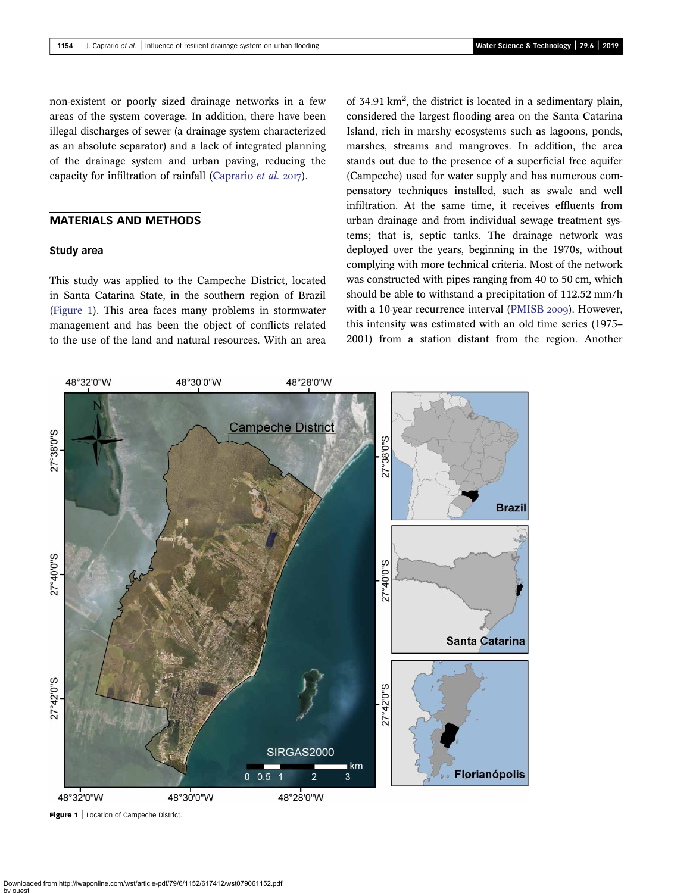non-existent or poorly sized drainage networks in a few areas of the system coverage. In addition, there have been illegal discharges of sewer (a drainage system characterized as an absolute separator) and a lack of integrated planning of the drainage system and urban paving, reducing the capacity for infiltration of rainfall (Caprario *et al.* 2017).

## MATERIALS AND METHODS

### Study area

This study was applied to the Campeche District, located in Santa Catarina State, in the southern region of Brazil (Figure 1). This area faces many problems in stormwater management and has been the object of conflicts related to the use of the land and natural resources. With an area of 34.91 km$^2$, the district is located in a sedimentary plain, considered the largest flooding area on the Santa Catarina Island, rich in marshy ecosystems such as lagoons, ponds, marshes, streams and mangroves. In addition, the area stands out due to the presence of a superficial free aquifer (Campeche) used for water supply and has numerous compensatory techniques installed, such as swale and well infiltration. At the same time, it receives effluents from urban drainage and from individual sewage treatment systems; that is, septic tanks. The drainage network was deployed over the years, beginning in the 1970s, without complying with more technical criteria. Most of the network was constructed with pipes ranging from 40 to 50 cm, which should be able to withstand a precipitation of 112.52 mm/h with a 10-year recurrence interval (PMISB 2009). However, this intensity was estimated with an old time series (1975–2001) from a station distant from the region. Another

**Figure 1** | Location of Campeche District.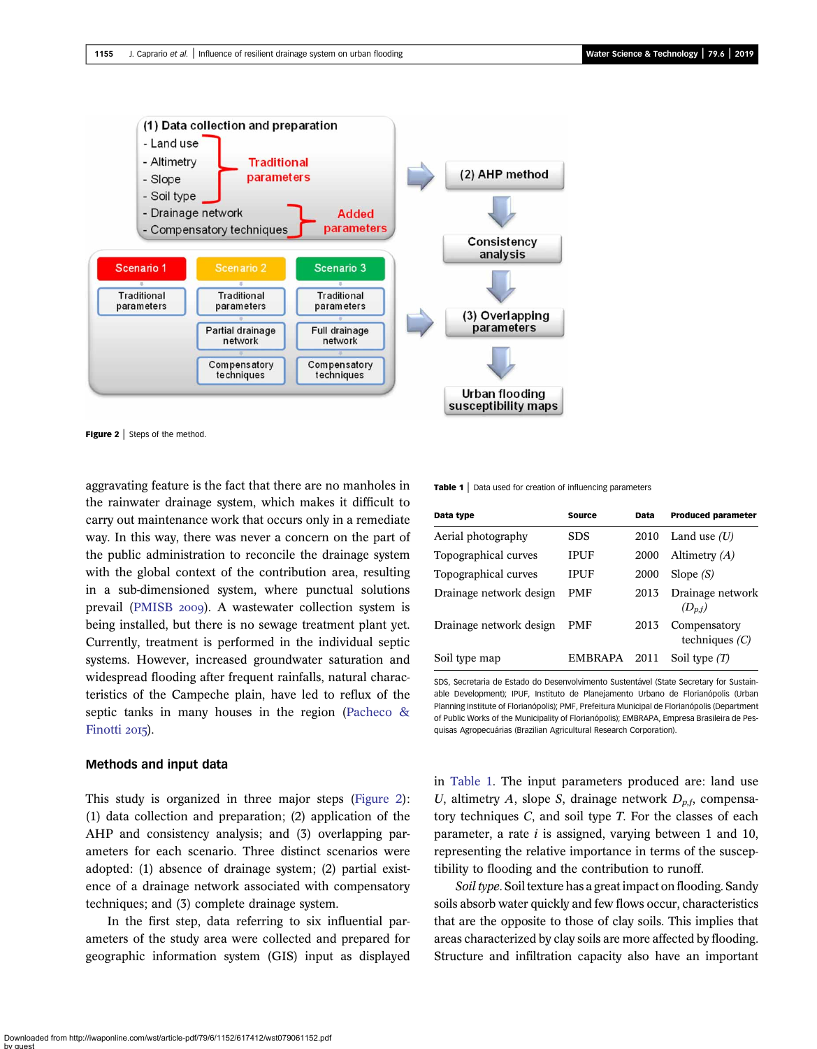Figure 2 | Steps of the method.

aggravating feature is the fact that there are no manholes in the rainwater drainage system, which makes it difficult to carry out maintenance work that occurs only in a remediate way. In this way, there was never a concern on the part of the public administration to reconcile the drainage system with the global context of the contribution area, resulting in a sub-dimensioned system, where punctual solutions prevail (PMISB 2009). A wastewater collection system is being installed, but there is no sewage treatment plant yet. Currently, treatment is performed in the individual septic systems. However, increased groundwater saturation and widespread flooding after frequent rainfalls, natural characteristics of the Campeche plain, have led to reflux of the septic tanks in many houses in the region (Pacheco & Finotti 2015).

## Methods and input data

This study is organized in three major steps (Figure 2): (1) data collection and preparation; (2) application of the AHP and consistency analysis; and (3) overlapping parameters for each scenario. Three distinct scenarios were adopted: (1) absence of drainage system; (2) partial existence of a drainage network associated with compensatory techniques; and (3) complete drainage system.

In the first step, data referring to six influential parameters of the study area were collected and prepared for geographic information system (GIS) input as displayed in Table 1. The input parameters produced are: land use $U$, altimetry $A$, slope $S$, drainage network $D_{p,f}$, compensatory techniques $C$, and soil type $T$. For the classes of each parameter, a rate $i$ is assigned, varying between 1 and 10, representing the relative importance in terms of the susceptibility to flooding and the contribution to runoff.

*Soil type.* Soil texture has a great impact on flooding. Sandy soils absorb water quickly and few flows occur, characteristics that are the opposite to those of clay soils. This implies that areas characterized by clay soils are more affected by flooding. Structure and infiltration capacity also have an important

Table 1 | Data used for creation of influencing parameters

| Data type | Source | Data | Produced parameter |
|---|---|---|---|
| Aerial photography | SDS | 2010 | Land use ($U$) |
| Topographical curves | IPUF | 2000 | Altimetry ($A$) |
| Topographical curves | IPUF | 2000 | Slope ($S$) |
| Drainage network design | PMF | 2013 | Drainage network ($D_{p,f}$) |
| Drainage network design | PMF | 2013 | Compensatory techniques ($C$) |
| Soil type map | EMBRAPA | 2011 | Soil type ($T$) |

SDS, Secretaria de Estado do Desenvolvimento Sustentável (State Secretary for Sustainable Development); IPUF, Instituto de Planejamento Urbano de Florianópolis (Urban Planning Institute of Florianópolis); PMF, Prefeitura Municipal de Florianópolis (Department of Public Works of the Municipality of Florianópolis); EMBRAPA, Empresa Brasileira de Pesquisas Agropecuárias (Brazilian Agricultural Research Corporation).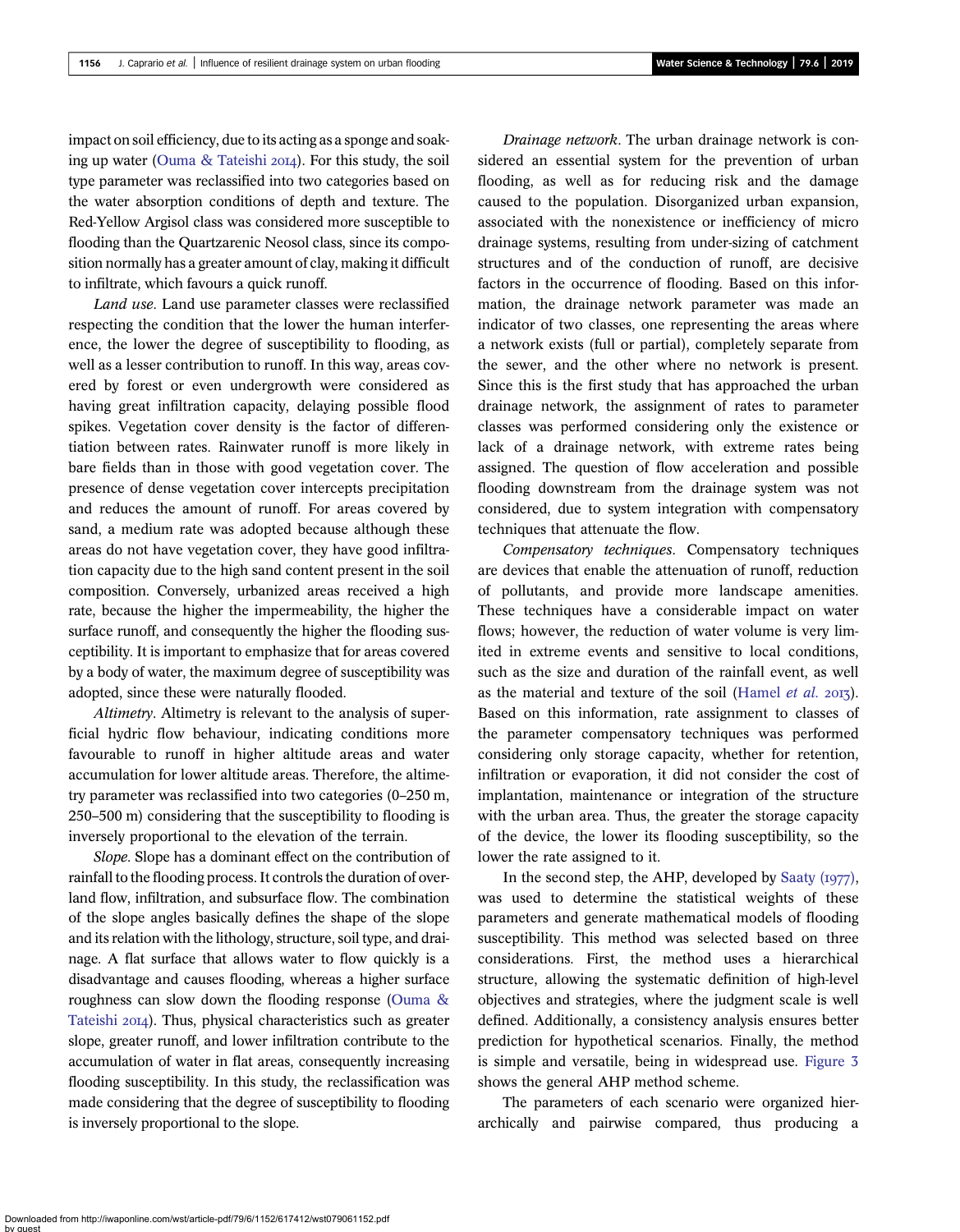impact on soil efficiency, due to its acting as a sponge and soaking up water (Ouma & Tateishi 2014). For this study, the soil type parameter was reclassified into two categories based on the water absorption conditions of depth and texture. The Red-Yellow Argisol class was considered more susceptible to flooding than the Quartzarenic Neosol class, since its composition normally has a greater amount of clay, making it difficult to infiltrate, which favours a quick runoff.

*Land use*. Land use parameter classes were reclassified respecting the condition that the lower the human interference, the lower the degree of susceptibility to flooding, as well as a lesser contribution to runoff. In this way, areas covered by forest or even undergrowth were considered as having great infiltration capacity, delaying possible flood spikes. Vegetation cover density is the factor of differentiation between rates. Rainwater runoff is more likely in bare fields than in those with good vegetation cover. The presence of dense vegetation cover intercepts precipitation and reduces the amount of runoff. For areas covered by sand, a medium rate was adopted because although these areas do not have vegetation cover, they have good infiltration capacity due to the high sand content present in the soil composition. Conversely, urbanized areas received a high rate, because the higher the impermeability, the higher the surface runoff, and consequently the higher the flooding susceptibility. It is important to emphasize that for areas covered by a body of water, the maximum degree of susceptibility was adopted, since these were naturally flooded.

*Altimetry*. Altimetry is relevant to the analysis of superficial hydric flow behaviour, indicating conditions more favourable to runoff in higher altitude areas and water accumulation for lower altitude areas. Therefore, the altimetry parameter was reclassified into two categories (0–250 m, 250–500 m) considering that the susceptibility to flooding is inversely proportional to the elevation of the terrain.

*Slope*. Slope has a dominant effect on the contribution of rainfall to the flooding process. It controls the duration of overland flow, infiltration, and subsurface flow. The combination of the slope angles basically defines the shape of the slope and its relation with the lithology, structure, soil type, and drainage. A flat surface that allows water to flow quickly is a disadvantage and causes flooding, whereas a higher surface roughness can slow down the flooding response (Ouma & Tateishi 2014). Thus, physical characteristics such as greater slope, greater runoff, and lower infiltration contribute to the accumulation of water in flat areas, consequently increasing flooding susceptibility. In this study, the reclassification was made considering that the degree of susceptibility to flooding is inversely proportional to the slope.

*Drainage network*. The urban drainage network is considered an essential system for the prevention of urban flooding, as well as for reducing risk and the damage caused to the population. Disorganized urban expansion, associated with the nonexistence or inefficiency of micro drainage systems, resulting from under-sizing of catchment structures and of the conduction of runoff, are decisive factors in the occurrence of flooding. Based on this information, the drainage network parameter was made an indicator of two classes, one representing the areas where a network exists (full or partial), completely separate from the sewer, and the other where no network is present. Since this is the first study that has approached the urban drainage network, the assignment of rates to parameter classes was performed considering only the existence or lack of a drainage network, with extreme rates being assigned. The question of flow acceleration and possible flooding downstream from the drainage system was not considered, due to system integration with compensatory techniques that attenuate the flow.

*Compensatory techniques*. Compensatory techniques are devices that enable the attenuation of runoff, reduction of pollutants, and provide more landscape amenities. These techniques have a considerable impact on water flows; however, the reduction of water volume is very limited in extreme events and sensitive to local conditions, such as the size and duration of the rainfall event, as well as the material and texture of the soil (Hamel *et al.* 2013). Based on this information, rate assignment to classes of the parameter compensatory techniques was performed considering only storage capacity, whether for retention, infiltration or evaporation, it did not consider the cost of implantation, maintenance or integration of the structure with the urban area. Thus, the greater the storage capacity of the device, the lower its flooding susceptibility, so the lower the rate assigned to it.

In the second step, the AHP, developed by Saaty (1977), was used to determine the statistical weights of these parameters and generate mathematical models of flooding susceptibility. This method was selected based on three considerations. First, the method uses a hierarchical structure, allowing the systematic definition of high-level objectives and strategies, where the judgment scale is well defined. Additionally, a consistency analysis ensures better prediction for hypothetical scenarios. Finally, the method is simple and versatile, being in widespread use. Figure 3 shows the general AHP method scheme.

The parameters of each scenario were organized hierarchically and pairwise compared, thus producing a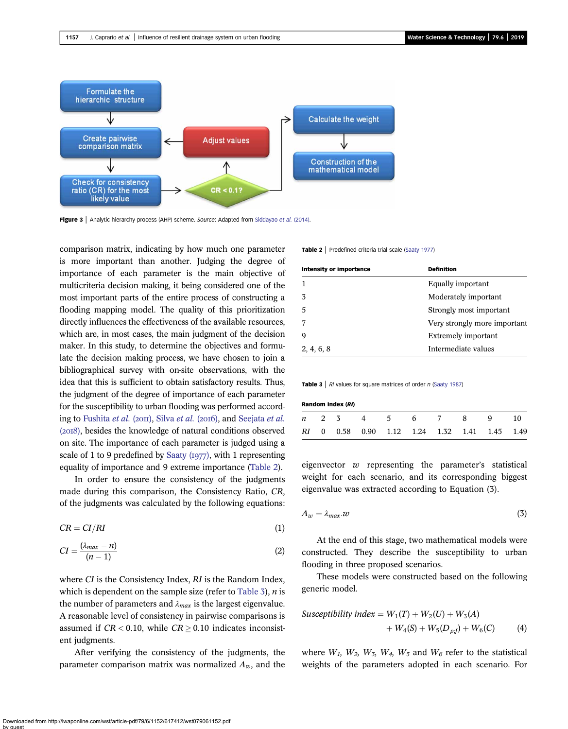Figure 3 | Analytic hierarchy process (AHP) scheme. *Source*: Adapted from Siddayao *et al.* (2014).

comparison matrix, indicating by how much one parameter is more important than another. Judging the degree of importance of each parameter is the main objective of multicriteria decision making, it being considered one of the most important parts of the entire process of constructing a flooding mapping model. The quality of this prioritization directly influences the effectiveness of the available resources, which are, in most cases, the main judgment of the decision maker. In this study, to determine the objectives and formulate the decision making process, we have chosen to join a bibliographical survey with on-site observations, with the idea that this is sufficient to obtain satisfactory results. Thus, the judgment of the degree of importance of each parameter for the susceptibility to urban flooding was performed according to Fushita *et al.* (2011), Silva *et al.* (2016), and Seejata *et al.* (2018), besides the knowledge of natural conditions observed on site. The importance of each parameter is judged using a scale of 1 to 9 predefined by Saaty (1977), with 1 representing equality of importance and 9 extreme importance (Table 2).

In order to ensure the consistency of the judgments made during this comparison, the Consistency Ratio, *CR*, of the judgments was calculated by the following equations:

$$CR = CI/RI \tag{1}$$

$$CI = \frac{(\lambda_{max} - n)}{(n-1)} \tag{2}$$

where *CI* is the Consistency Index, *RI* is the Random Index, which is dependent on the sample size (refer to Table 3), $n$ is the number of parameters and $\lambda_{max}$ is the largest eigenvalue. A reasonable level of consistency in pairwise comparisons is assumed if $CR < 0.10$, while $CR \geq 0.10$ indicates inconsistent judgments.

After verifying the consistency of the judgments, the parameter comparison matrix was normalized $A_w$, and the eigenvector $w$ representing the parameter's statistical weight for each scenario, and its corresponding biggest eigenvalue was extracted according to Equation (3).

$$A_w = \lambda_{max}.w \tag{3}$$

At the end of this stage, two mathematical models were constructed. They describe the susceptibility to urban flooding in three proposed scenarios.

These models were constructed based on the following generic model.

$$Susceptibility\ index = W_1(T) + W_2(U) + W_3(A) + W_4(S) + W_5(D_{p;f}) + W_6(C) \tag{4}$$

where $W_1$, $W_2$, $W_3$, $W_4$, $W_5$ and $W_6$ refer to the statistical weights of the parameters adopted in each scenario. For

Table 2 | Predefined criteria trial scale (Saaty 1977)

| Intensity or importance | Definition |
|---|---|
| 1 | Equally important |
| 3 | Moderately important |
| 5 | Strongly most important |
| 7 | Very strongly more important |
| 9 | Extremely important |
| 2, 4, 6, 8 | Intermediate values |

Table 3 | *RI* values for square matrices of order *n* (Saaty 1987)

| Random Index (*RI*) | | | | | | | | | |
|---|---|---|---|---|---|---|---|---|---|
| *n* | 2 | 3 | 4 | 5 | 6 | 7 | 8 | 9 | 10 |
| *RI* | 0 | 0.58 | 0.90 | 1.12 | 1.24 | 1.32 | 1.41 | 1.45 | 1.49 |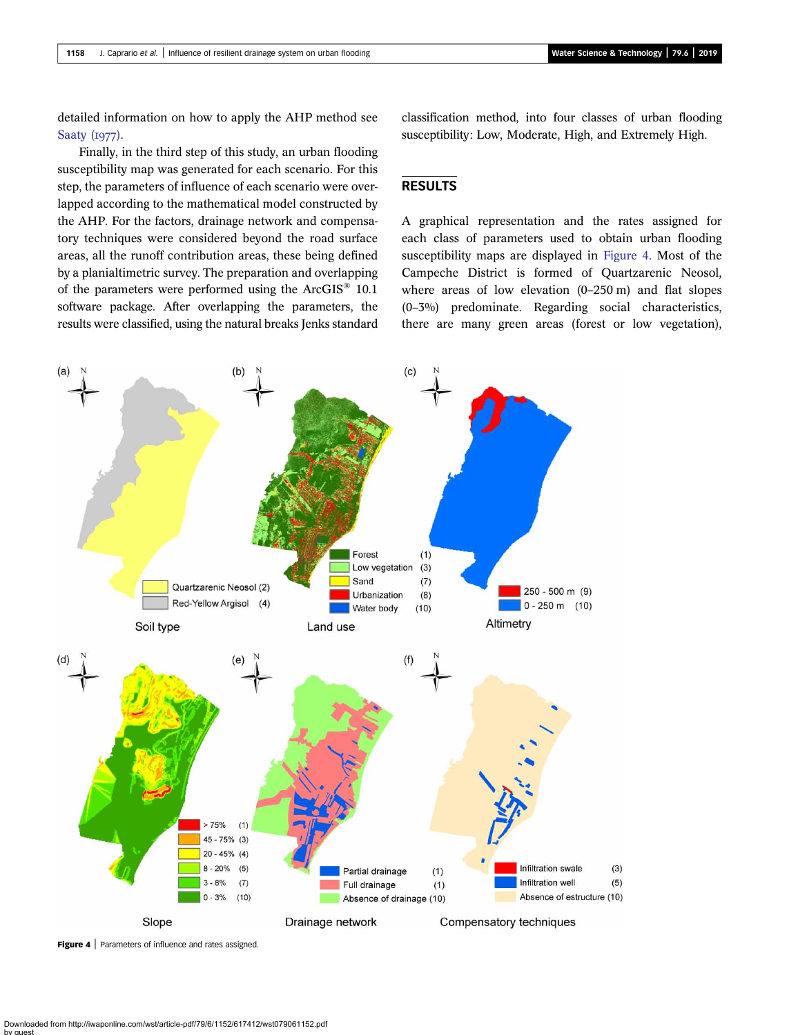detailed information on how to apply the AHP method see Saaty (1977).

Finally, in the third step of this study, an urban flooding susceptibility map was generated for each scenario. For this step, the parameters of influence of each scenario were overlapped according to the mathematical model constructed by the AHP. For the factors, drainage network and compensatory techniques were considered beyond the road surface areas, all the runoff contribution areas, these being defined by a planialtimetric survey. The preparation and overlapping of the parameters were performed using the ArcGIS® 10.1 software package. After overlapping the parameters, the results were classified, using the natural breaks Jenks standard classification method, into four classes of urban flooding susceptibility: Low, Moderate, High, and Extremely High.

## RESULTS

A graphical representation and the rates assigned for each class of parameters used to obtain urban flooding susceptibility maps are displayed in Figure 4. Most of the Campeche District is formed of Quartzarenic Neosol, where areas of low elevation (0–250 m) and flat slopes (0–3%) predominate. Regarding social characteristics, there are many green areas (forest or low vegetation),

**Figure 4** | Parameters of influence and rates assigned.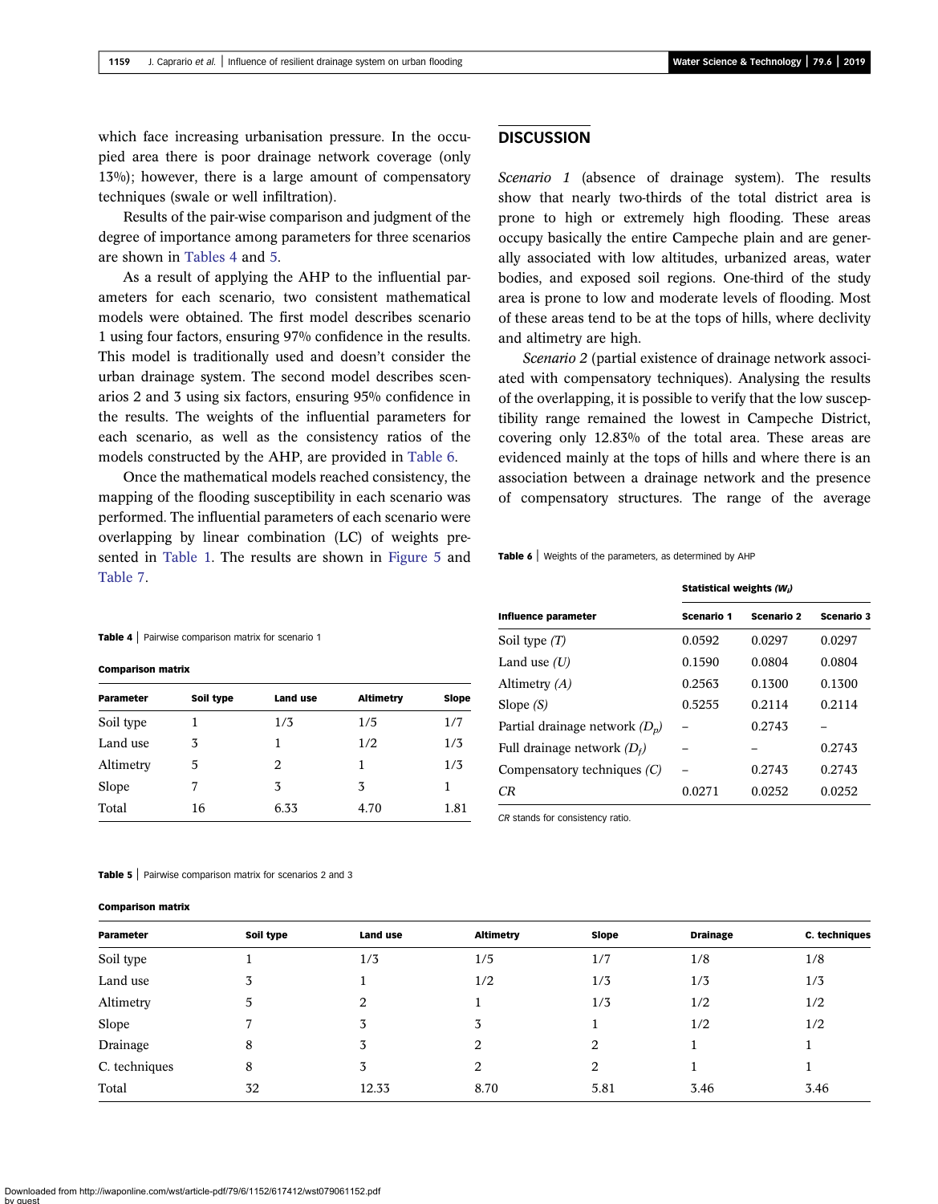which face increasing urbanisation pressure. In the occupied area there is poor drainage network coverage (only 13%); however, there is a large amount of compensatory techniques (swale or well infiltration).

Results of the pair-wise comparison and judgment of the degree of importance among parameters for three scenarios are shown in Tables 4 and 5.

As a result of applying the AHP to the influential parameters for each scenario, two consistent mathematical models were obtained. The first model describes scenario 1 using four factors, ensuring 97% confidence in the results. This model is traditionally used and doesn't consider the urban drainage system. The second model describes scenarios 2 and 3 using six factors, ensuring 95% confidence in the results. The weights of the influential parameters for each scenario, as well as the consistency ratios of the models constructed by the AHP, are provided in Table 6.

Once the mathematical models reached consistency, the mapping of the flooding susceptibility in each scenario was performed. The influential parameters of each scenario were overlapping by linear combination (LC) of weights presented in Table 1. The results are shown in Figure 5 and Table 7.

**Table 4** | Pairwise comparison matrix for scenario 1

**Comparison matrix**

| Parameter | Soil type | Land use | Altimetry | Slope |
|---|---|---|---|---|
| Soil type | 1 | 1/3 | 1/5 | 1/7 |
| Land use | 3 | 1 | 1/2 | 1/3 |
| Altimetry | 5 | 2 | 1 | 1/3 |
| Slope | 7 | 3 | 3 | 1 |
| Total | 16 | 6.33 | 4.70 | 1.81 |

**Table 5** | Pairwise comparison matrix for scenarios 2 and 3

**Comparison matrix**

| Parameter | Soil type | Land use | Altimetry | Slope | Drainage | C. techniques |
|---|---|---|---|---|---|---|
| Soil type | 1 | 1/3 | 1/5 | 1/7 | 1/8 | 1/8 |
| Land use | 3 | 1 | 1/2 | 1/3 | 1/3 | 1/3 |
| Altimetry | 5 | 2 | 1 | 1/3 | 1/2 | 1/2 |
| Slope | 7 | 3 | 3 | 1 | 1/2 | 1/2 |
| Drainage | 8 | 3 | 2 | 2 | 1 | 1 |
| C. techniques | 8 | 3 | 2 | 2 | 1 | 1 |
| Total | 32 | 12.33 | 8.70 | 5.81 | 3.46 | 3.46 |

## DISCUSSION

*Scenario 1* (absence of drainage system). The results show that nearly two-thirds of the total district area is prone to high or extremely high flooding. These areas occupy basically the entire Campeche plain and are generally associated with low altitudes, urbanized areas, water bodies, and exposed soil regions. One-third of the study area is prone to low and moderate levels of flooding. Most of these areas tend to be at the tops of hills, where declivity and altimetry are high.

*Scenario 2* (partial existence of drainage network associated with compensatory techniques). Analysing the results of the overlapping, it is possible to verify that the low susceptibility range remained the lowest in Campeche District, covering only 12.83% of the total area. These areas are evidenced mainly at the tops of hills and where there is an association between a drainage network and the presence of compensatory structures. The range of the average

**Table 6** | Weights of the parameters, as determined by AHP

| Influence parameter | Statistical weights ($W_i$) | | |
|---|---|---|---|
| | Scenario 1 | Scenario 2 | Scenario 3 |
| Soil type *(T)* | 0.0592 | 0.0297 | 0.0297 |
| Land use *(U)* | 0.1590 | 0.0804 | 0.0804 |
| Altimetry *(A)* | 0.2563 | 0.1300 | 0.1300 |
| Slope *(S)* | 0.5255 | 0.2114 | 0.2114 |
| Partial drainage network ($D_p$) | – | 0.2743 | – |
| Full drainage network ($D_f$) | – | – | 0.2743 |
| Compensatory techniques *(C)* | – | 0.2743 | 0.2743 |
| *CR* | 0.0271 | 0.0252 | 0.0252 |

*CR* stands for consistency ratio.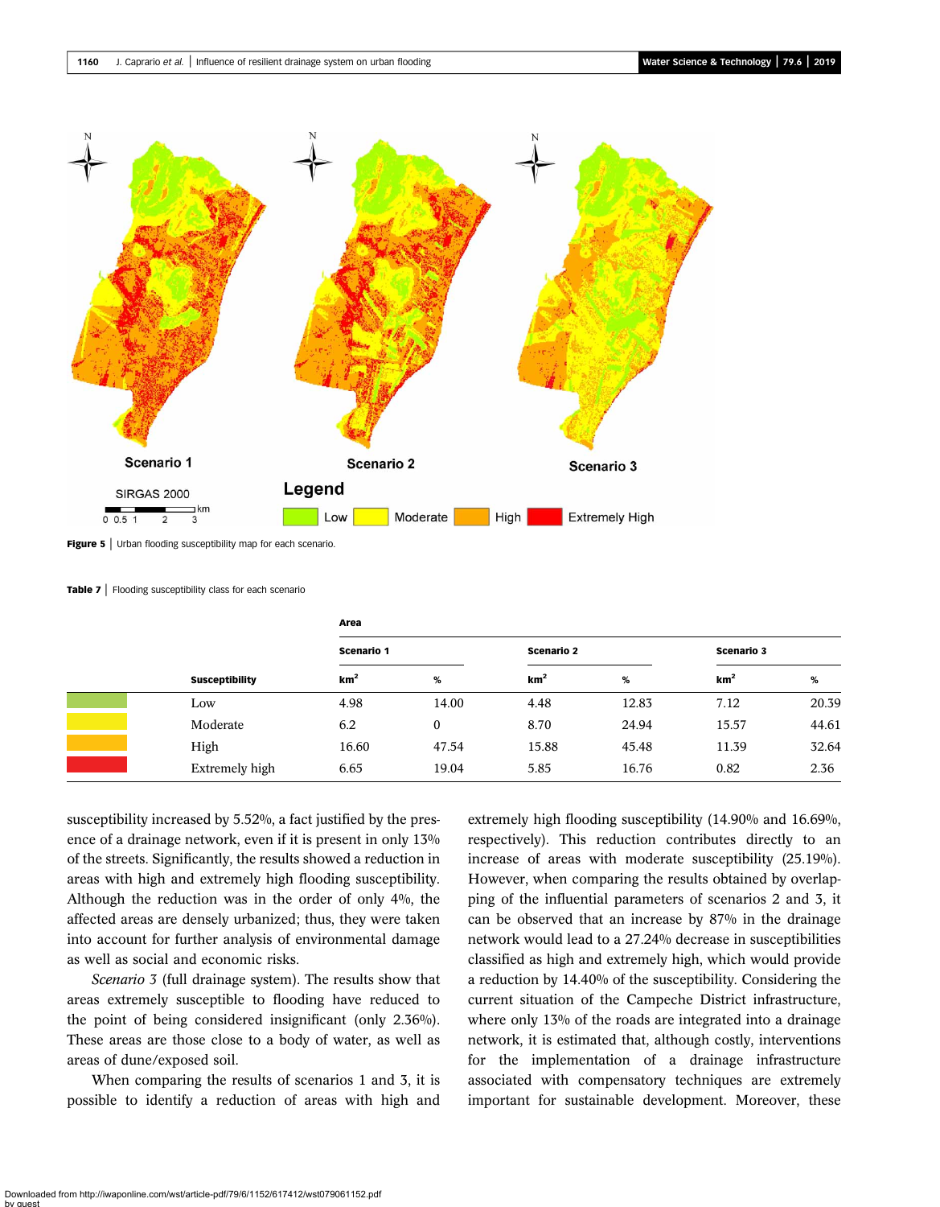Figure 5 | Urban flooding susceptibility map for each scenario.

Table 7 | Flooding susceptibility class for each scenario

| | | Area | | | | | |
|---|---|---|---|---|---|---|---|
| | | Scenario 1 | | Scenario 2 | | Scenario 3 | |
| | Susceptibility | km² | % | km² | % | km² | % |
| | Low | 4.98 | 14.00 | 4.48 | 12.83 | 7.12 | 20.39 |
| | Moderate | 6.2 | 0 | 8.70 | 24.94 | 15.57 | 44.61 |
| | High | 16.60 | 47.54 | 15.88 | 45.48 | 11.39 | 32.64 |
| | Extremely high | 6.65 | 19.04 | 5.85 | 16.76 | 0.82 | 2.36 |

susceptibility increased by 5.52%, a fact justified by the presence of a drainage network, even if it is present in only 13% of the streets. Significantly, the results showed a reduction in areas with high and extremely high flooding susceptibility. Although the reduction was in the order of only 4%, the affected areas are densely urbanized; thus, they were taken into account for further analysis of environmental damage as well as social and economic risks.

*Scenario 3* (full drainage system). The results show that areas extremely susceptible to flooding have reduced to the point of being considered insignificant (only 2.36%). These areas are those close to a body of water, as well as areas of dune/exposed soil.

When comparing the results of scenarios 1 and 3, it is possible to identify a reduction of areas with high and extremely high flooding susceptibility (14.90% and 16.69%, respectively). This reduction contributes directly to an increase of areas with moderate susceptibility (25.19%). However, when comparing the results obtained by overlapping of the influential parameters of scenarios 2 and 3, it can be observed that an increase by 87% in the drainage network would lead to a 27.24% decrease in susceptibilities classified as high and extremely high, which would provide a reduction by 14.40% of the susceptibility. Considering the current situation of the Campeche District infrastructure, where only 13% of the roads are integrated into a drainage network, it is estimated that, although costly, interventions for the implementation of a drainage infrastructure associated with compensatory techniques are extremely important for sustainable development. Moreover, these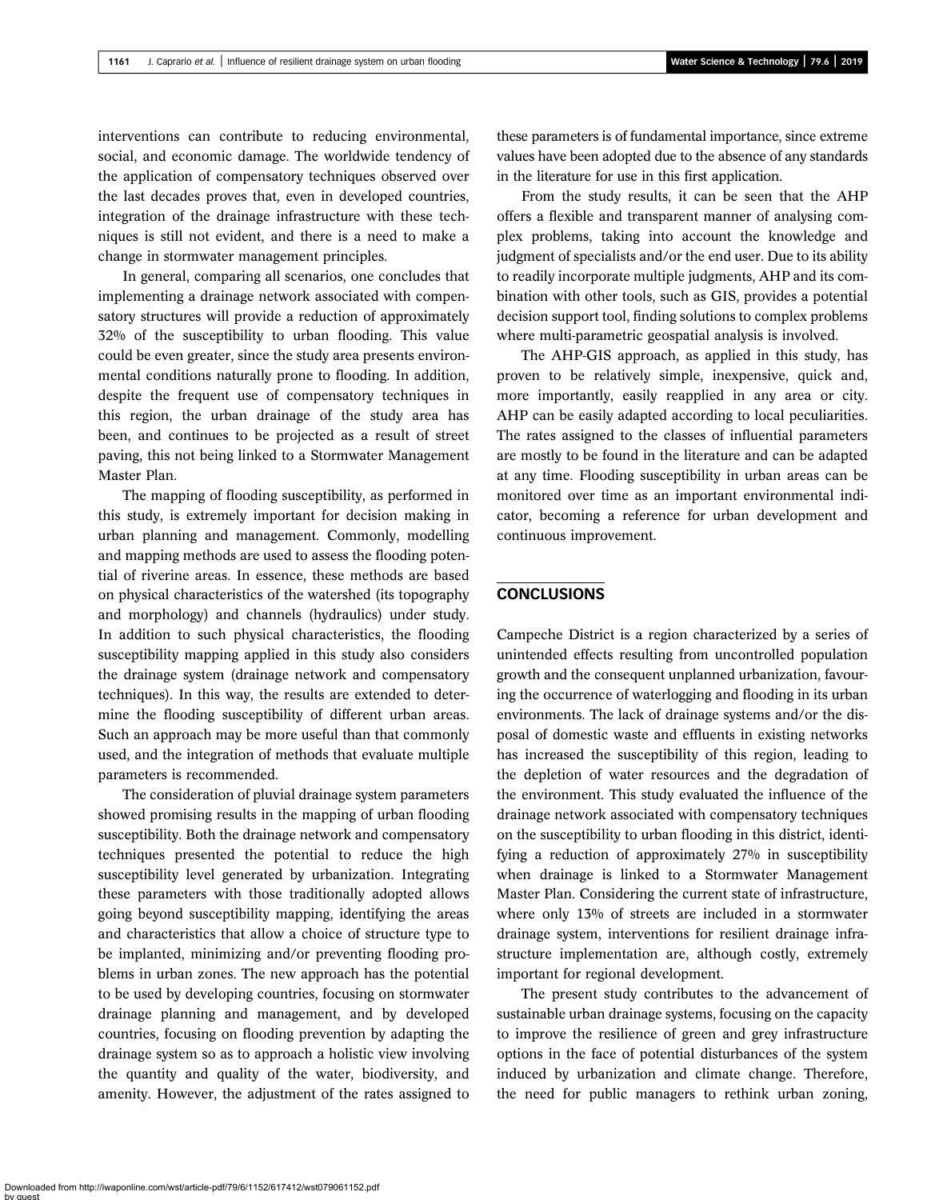interventions can contribute to reducing environmental, social, and economic damage. The worldwide tendency of the application of compensatory techniques observed over the last decades proves that, even in developed countries, integration of the drainage infrastructure with these techniques is still not evident, and there is a need to make a change in stormwater management principles.

In general, comparing all scenarios, one concludes that implementing a drainage network associated with compensatory structures will provide a reduction of approximately 32% of the susceptibility to urban flooding. This value could be even greater, since the study area presents environmental conditions naturally prone to flooding. In addition, despite the frequent use of compensatory techniques in this region, the urban drainage of the study area has been, and continues to be projected as a result of street paving, this not being linked to a Stormwater Management Master Plan.

The mapping of flooding susceptibility, as performed in this study, is extremely important for decision making in urban planning and management. Commonly, modelling and mapping methods are used to assess the flooding potential of riverine areas. In essence, these methods are based on physical characteristics of the watershed (its topography and morphology) and channels (hydraulics) under study. In addition to such physical characteristics, the flooding susceptibility mapping applied in this study also considers the drainage system (drainage network and compensatory techniques). In this way, the results are extended to determine the flooding susceptibility of different urban areas. Such an approach may be more useful than that commonly used, and the integration of methods that evaluate multiple parameters is recommended.

The consideration of pluvial drainage system parameters showed promising results in the mapping of urban flooding susceptibility. Both the drainage network and compensatory techniques presented the potential to reduce the high susceptibility level generated by urbanization. Integrating these parameters with those traditionally adopted allows going beyond susceptibility mapping, identifying the areas and characteristics that allow a choice of structure type to be implanted, minimizing and/or preventing flooding problems in urban zones. The new approach has the potential to be used by developing countries, focusing on stormwater drainage planning and management, and by developed countries, focusing on flooding prevention by adapting the drainage system so as to approach a holistic view involving the quantity and quality of the water, biodiversity, and amenity. However, the adjustment of the rates assigned to these parameters is of fundamental importance, since extreme values have been adopted due to the absence of any standards in the literature for use in this first application.

From the study results, it can be seen that the AHP offers a flexible and transparent manner of analysing complex problems, taking into account the knowledge and judgment of specialists and/or the end user. Due to its ability to readily incorporate multiple judgments, AHP and its combination with other tools, such as GIS, provides a potential decision support tool, finding solutions to complex problems where multi-parametric geospatial analysis is involved.

The AHP-GIS approach, as applied in this study, has proven to be relatively simple, inexpensive, quick and, more importantly, easily reapplied in any area or city. AHP can be easily adapted according to local peculiarities. The rates assigned to the classes of influential parameters are mostly to be found in the literature and can be adapted at any time. Flooding susceptibility in urban areas can be monitored over time as an important environmental indicator, becoming a reference for urban development and continuous improvement.

## CONCLUSIONS

Campeche District is a region characterized by a series of unintended effects resulting from uncontrolled population growth and the consequent unplanned urbanization, favouring the occurrence of waterlogging and flooding in its urban environments. The lack of drainage systems and/or the disposal of domestic waste and effluents in existing networks has increased the susceptibility of this region, leading to the depletion of water resources and the degradation of the environment. This study evaluated the influence of the drainage network associated with compensatory techniques on the susceptibility to urban flooding in this district, identifying a reduction of approximately 27% in susceptibility when drainage is linked to a Stormwater Management Master Plan. Considering the current state of infrastructure, where only 13% of streets are included in a stormwater drainage system, interventions for resilient drainage infrastructure implementation are, although costly, extremely important for regional development.

The present study contributes to the advancement of sustainable urban drainage systems, focusing on the capacity to improve the resilience of green and grey infrastructure options in the face of potential disturbances of the system induced by urbanization and climate change. Therefore, the need for public managers to rethink urban zoning,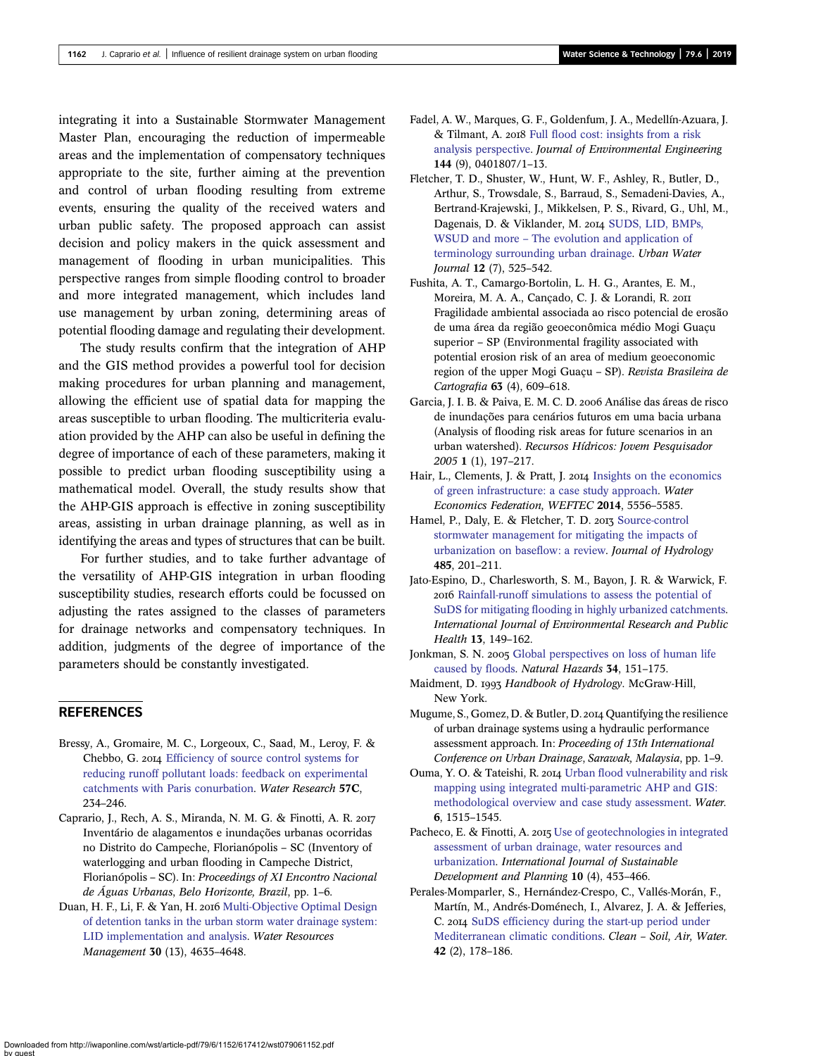integrating it into a Sustainable Stormwater Management Master Plan, encouraging the reduction of impermeable areas and the implementation of compensatory techniques appropriate to the site, further aiming at the prevention and control of urban flooding resulting from extreme events, ensuring the quality of the received waters and urban public safety. The proposed approach can assist decision and policy makers in the quick assessment and management of flooding in urban municipalities. This perspective ranges from simple flooding control to broader and more integrated management, which includes land use management by urban zoning, determining areas of potential flooding damage and regulating their development.

The study results confirm that the integration of AHP and the GIS method provides a powerful tool for decision making procedures for urban planning and management, allowing the efficient use of spatial data for mapping the areas susceptible to urban flooding. The multicriteria evaluation provided by the AHP can also be useful in defining the degree of importance of each of these parameters, making it possible to predict urban flooding susceptibility using a mathematical model. Overall, the study results show that the AHP-GIS approach is effective in zoning susceptibility areas, assisting in urban drainage planning, as well as in identifying the areas and types of structures that can be built.

For further studies, and to take further advantage of the versatility of AHP-GIS integration in urban flooding susceptibility studies, research efforts could be focussed on adjusting the rates assigned to the classes of parameters for drainage networks and compensatory techniques. In addition, judgments of the degree of importance of the parameters should be constantly investigated.

## REFERENCES

Bressy, A., Gromaire, M. C., Lorgeoux, C., Saad, M., Leroy, F. & Chebbo, G. 2014 Efficiency of source control systems for reducing runoff pollutant loads: feedback on experimental catchments with Paris conurbation. *Water Research* **57C**, 234–246.

Caprario, J., Rech, A. S., Miranda, N. M. G. & Finotti, A. R. 2017 Inventário de alagamentos e inundações urbanas ocorridas no Distrito do Campeche, Florianópolis – SC (Inventory of waterlogging and urban flooding in Campeche District, Florianópolis – SC). In: *Proceedings of XI Encontro Nacional de Águas Urbanas, Belo Horizonte, Brazil*, pp. 1–6.

Duan, H. F., Li, F. & Yan, H. 2016 Multi-Objective Optimal Design of detention tanks in the urban storm water drainage system: LID implementation and analysis. *Water Resources Management* **30** (13), 4635–4648.

Fadel, A. W., Marques, G. F., Goldenfum, J. A., Medellín-Azuara, J. & Tilmant, A. 2018 Full flood cost: insights from a risk analysis perspective. *Journal of Environmental Engineering* **144** (9), 0401807/1–13.

Fletcher, T. D., Shuster, W., Hunt, W. F., Ashley, R., Butler, D., Arthur, S., Trowsdale, S., Barraud, S., Semadeni-Davies, A., Bertrand-Krajewski, J., Mikkelsen, P. S., Rivard, G., Uhl, M., Dagenais, D. & Viklander, M. 2014 SUDS, LID, BMPs, WSUD and more – The evolution and application of terminology surrounding urban drainage. *Urban Water Journal* **12** (7), 525–542.

Fushita, A. T., Camargo-Bortolin, L. H. G., Arantes, E. M., Moreira, M. A. A., Cançado, C. J. & Lorandi, R. 2011 Fragilidade ambiental associada ao risco potencial de erosão de uma área da região geoeconômica médio Mogi Guaçu superior – SP (Environmental fragility associated with potential erosion risk of an area of medium geoeconomic region of the upper Mogi Guaçu – SP). *Revista Brasileira de Cartografia* **63** (4), 609–618.

Garcia, J. I. B. & Paiva, E. M. C. D. 2006 Análise das áreas de risco de inundações para cenários futuros em uma bacia urbana (Analysis of flooding risk areas for future scenarios in an urban watershed). *Recursos Hídricos: Jovem Pesquisador 2005* **1** (1), 197–217.

Hair, L., Clements, J. & Pratt, J. 2014 Insights on the economics of green infrastructure: a case study approach. *Water Economics Federation, WEFTEC* **2014**, 5556–5585.

Hamel, P., Daly, E. & Fletcher, T. D. 2013 Source-control stormwater management for mitigating the impacts of urbanization on baseflow: a review. *Journal of Hydrology* **485**, 201–211.

Jato-Espino, D., Charlesworth, S. M., Bayon, J. R. & Warwick, F. 2016 Rainfall-runoff simulations to assess the potential of SuDS for mitigating flooding in highly urbanized catchments. *International Journal of Environmental Research and Public Health* **13**, 149–162.

Jonkman, S. N. 2005 Global perspectives on loss of human life caused by floods. *Natural Hazards* **34**, 151–175.

Maidment, D. 1993 *Handbook of Hydrology*. McGraw-Hill, New York.

Mugume, S., Gomez, D. & Butler, D. 2014 Quantifying the resilience of urban drainage systems using a hydraulic performance assessment approach. In: *Proceeding of 13th International Conference on Urban Drainage, Sarawak, Malaysia*, pp. 1–9.

Ouma, Y. O. & Tateishi, R. 2014 Urban flood vulnerability and risk mapping using integrated multi-parametric AHP and GIS: methodological overview and case study assessment. *Water*. **6**, 1515–1545.

Pacheco, E. & Finotti, A. 2015 Use of geotechnologies in integrated assessment of urban drainage, water resources and urbanization. *International Journal of Sustainable Development and Planning* **10** (4), 453–466.

Perales-Momparler, S., Hernández-Crespo, C., Vallés-Morán, F., Martín, M., Andrés-Doménech, I., Alvarez, J. A. & Jefferies, C. 2014 SuDS efficiency during the start-up period under Mediterranean climatic conditions. *Clean – Soil, Air, Water*. **42** (2), 178–186.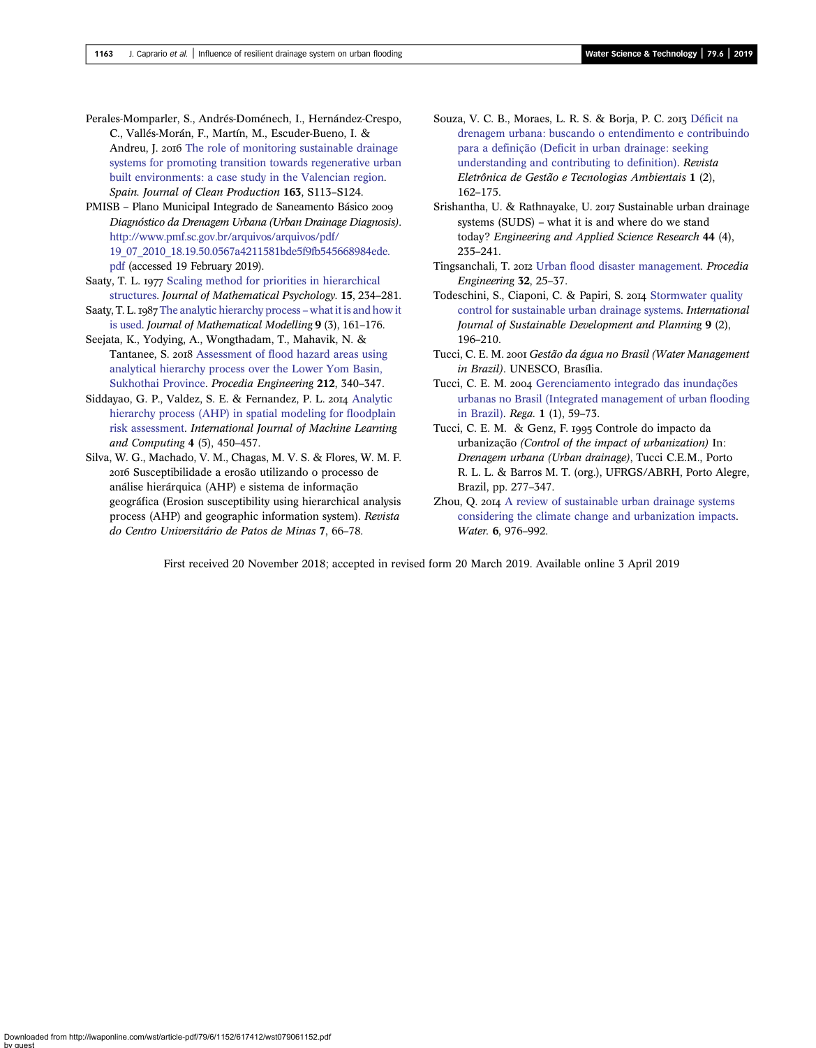Perales-Momparler, S., Andrés-Doménech, I., Hernández-Crespo, C., Vallés-Morán, F., Martín, M., Escuder-Bueno, I. & Andreu, J. 2016 The role of monitoring sustainable drainage systems for promoting transition towards regenerative urban built environments: a case study in the Valencian region. Spain. *Journal of Clean Production* **163**, S113–S124.

PMISB – Plano Municipal Integrado de Saneamento Básico 2009 *Diagnóstico da Drenagem Urbana (Urban Drainage Diagnosis)*. http://www.pmf.sc.gov.br/arquivos/arquivos/pdf/19_07_2010_18.19.50.0567a4211581bde5f9fb545668984ede.pdf (accessed 19 February 2019).

Saaty, T. L. 1977 Scaling method for priorities in hierarchical structures. *Journal of Mathematical Psychology.* **15**, 234–281.

Saaty, T. L. 1987 The analytic hierarchy process – what it is and how it is used. *Journal of Mathematical Modelling* **9** (3), 161–176.

Seejata, K., Yodying, A., Wongthadam, T., Mahavik, N. & Tantanee, S. 2018 Assessment of flood hazard areas using analytical hierarchy process over the Lower Yom Basin, Sukhothai Province. *Procedia Engineering* **212**, 340–347.

Siddayao, G. P., Valdez, S. E. & Fernandez, P. L. 2014 Analytic hierarchy process (AHP) in spatial modeling for floodplain risk assessment. *International Journal of Machine Learning and Computing* **4** (5), 450–457.

Silva, W. G., Machado, V. M., Chagas, M. V. S. & Flores, W. M. F. 2016 Susceptibilidade a erosão utilizando o processo de análise hierárquica (AHP) e sistema de informação geográfica (Erosion susceptibility using hierarchical analysis process (AHP) and geographic information system). *Revista do Centro Universitário de Patos de Minas* **7**, 66–78.

Souza, V. C. B., Moraes, L. R. S. & Borja, P. C. 2013 Déficit na drenagem urbana: buscando o entendimento e contribuindo para a definição (Deficit in urban drainage: seeking understanding and contributing to definition). *Revista Eletrônica de Gestão e Tecnologias Ambientais* **1** (2), 162–175.

Srishantha, U. & Rathnayake, U. 2017 Sustainable urban drainage systems (SUDS) – what it is and where do we stand today? *Engineering and Applied Science Research* **44** (4), 235–241.

Tingsanchali, T. 2012 Urban flood disaster management. *Procedia Engineering* **32**, 25–37.

Todeschini, S., Ciaponi, C. & Papiri, S. 2014 Stormwater quality control for sustainable urban drainage systems. *International Journal of Sustainable Development and Planning* **9** (2), 196–210.

Tucci, C. E. M. 2001 *Gestão da água no Brasil (Water Management in Brazil)*. UNESCO, Brasília.

Tucci, C. E. M. 2004 Gerenciamento integrado das inundações urbanas no Brasil (Integrated management of urban flooding in Brazil). *Rega.* **1** (1), 59–73.

Tucci, C. E. M. & Genz, F. 1995 Controle do impacto da urbanização *(Control of the impact of urbanization)* In: *Drenagem urbana (Urban drainage)*, Tucci C.E.M., Porto R. L. L. & Barros M. T. (org.), UFRGS/ABRH, Porto Alegre, Brazil, pp. 277–347.

Zhou, Q. 2014 A review of sustainable urban drainage systems considering the climate change and urbanization impacts. *Water.* **6**, 976–992.

First received 20 November 2018; accepted in revised form 20 March 2019. Available online 3 April 2019